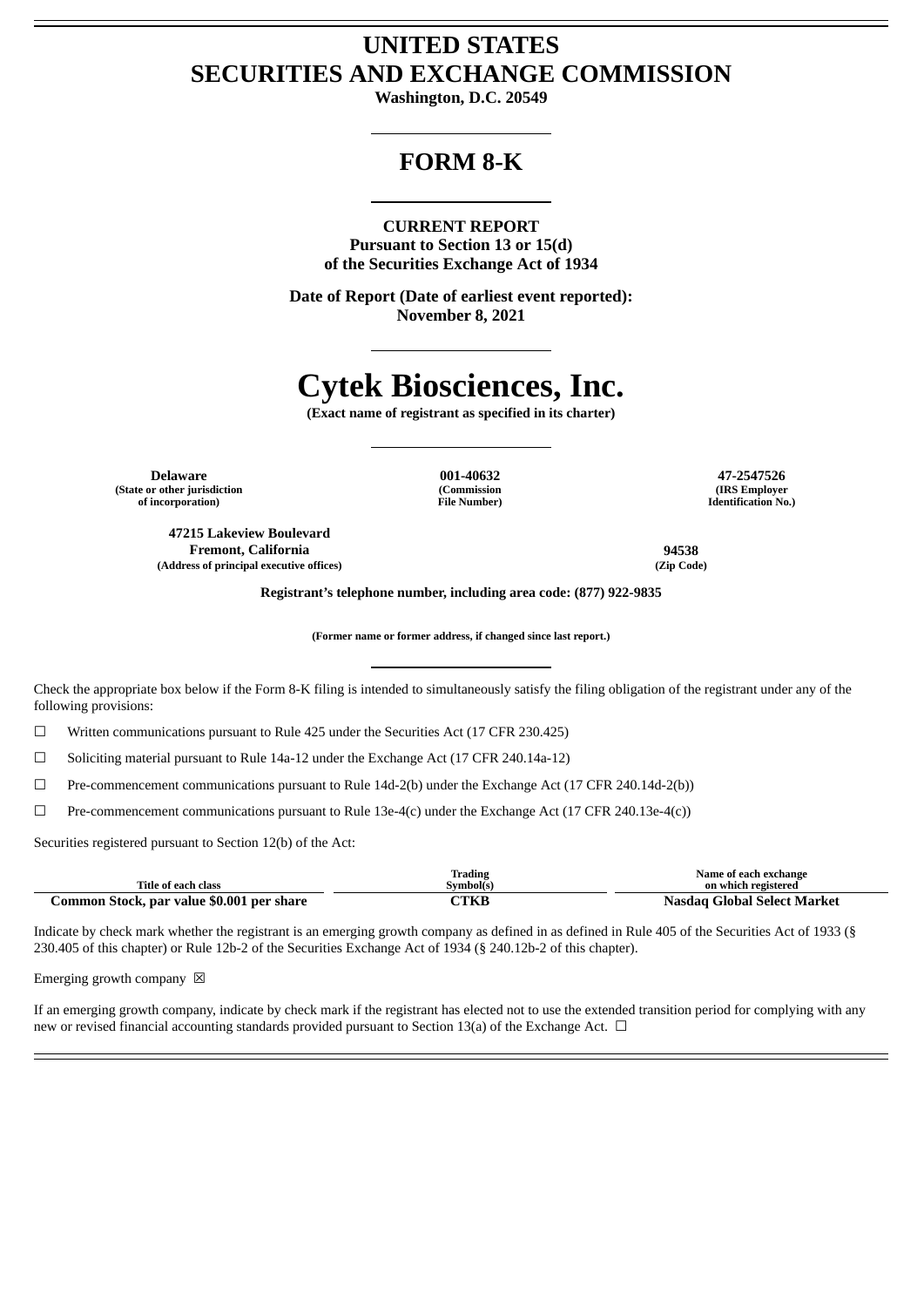# UNITED STATES SECURITIES AND EXCHANGE COMMISSION

**Washington, D.C. 20549**

# FORM 8-K

**CURRENT REPORT**
**Pursuant to Section 13 or 15(d)**
**of the Securities Exchange Act of 1934**

**Date of Report (Date of earliest event reported):**
**November 8, 2021**

# Cytek Biosciences, Inc.

**(Exact name of registrant as specified in its charter)**

| **Delaware** | **001-40632** | **47-2547526** |
|---|---|---|
| (State or other jurisdiction of incorporation) | (Commission File Number) | (IRS Employer Identification No.) |

| **47215 Lakeview Boulevard Fremont, California** | **94538** |
|---|---|
| (Address of principal executive offices) | (Zip Code) |

**Registrant's telephone number, including area code: (877) 922-9835**

**(Former name or former address, if changed since last report.)**

Check the appropriate box below if the Form 8-K filing is intended to simultaneously satisfy the filing obligation of the registrant under any of the following provisions:

☐ Written communications pursuant to Rule 425 under the Securities Act (17 CFR 230.425)

☐ Soliciting material pursuant to Rule 14a-12 under the Exchange Act (17 CFR 240.14a-12)

☐ Pre-commencement communications pursuant to Rule 14d-2(b) under the Exchange Act (17 CFR 240.14d-2(b))

☐ Pre-commencement communications pursuant to Rule 13e-4(c) under the Exchange Act (17 CFR 240.13e-4(c))

Securities registered pursuant to Section 12(b) of the Act:

| Title of each class | Trading Symbol(s) | Name of each exchange on which registered |
|---|---|---|
| **Common Stock, par value $0.001 per share** | **CTKB** | **Nasdaq Global Select Market** |

Indicate by check mark whether the registrant is an emerging growth company as defined in as defined in Rule 405 of the Securities Act of 1933 (§ 230.405 of this chapter) or Rule 12b-2 of the Securities Exchange Act of 1934 (§ 240.12b-2 of this chapter).

Emerging growth company ☒

If an emerging growth company, indicate by check mark if the registrant has elected not to use the extended transition period for complying with any new or revised financial accounting standards provided pursuant to Section 13(a) of the Exchange Act. ☐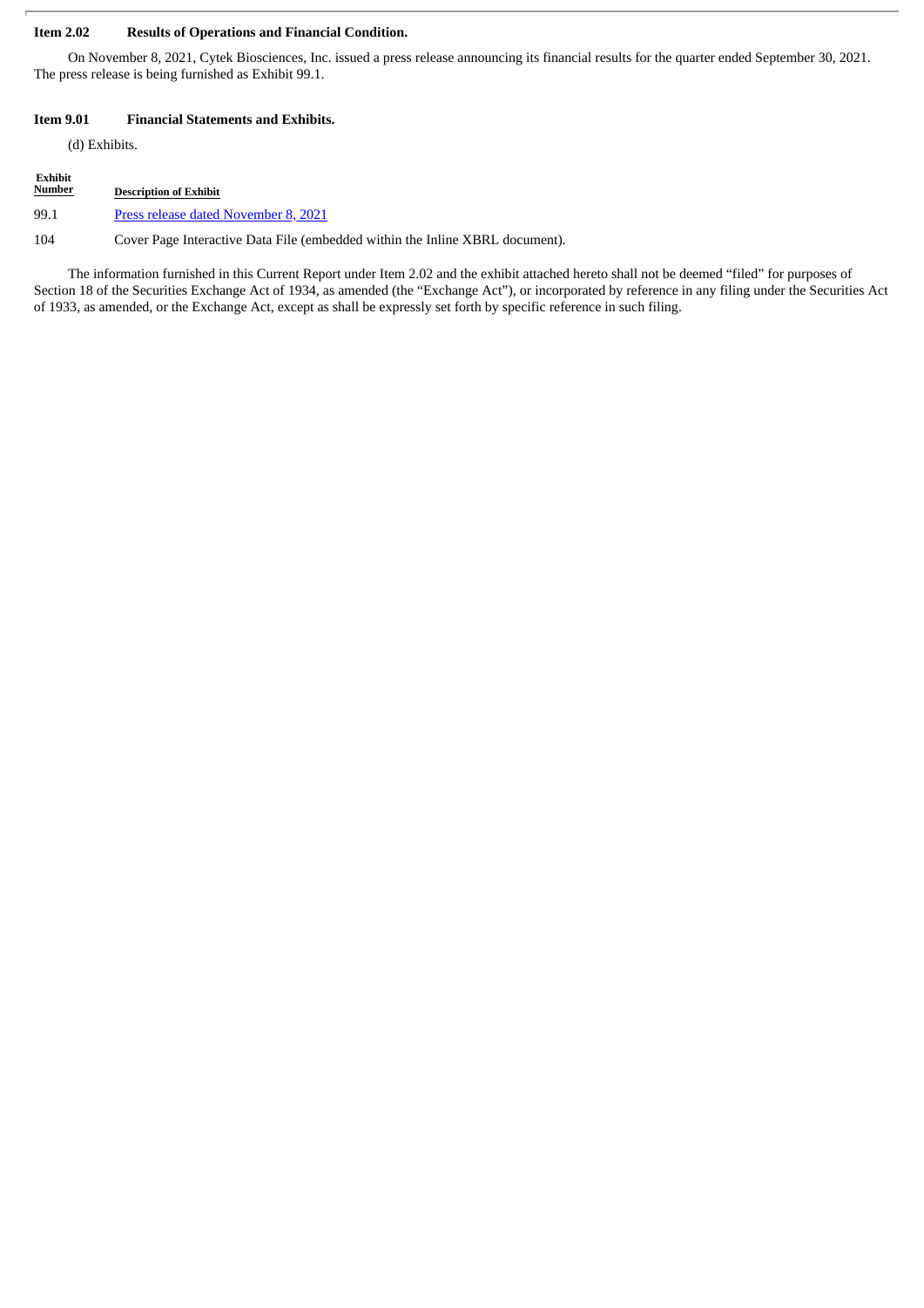**Item 2.02 Results of Operations and Financial Condition.**

On November 8, 2021, Cytek Biosciences, Inc. issued a press release announcing its financial results for the quarter ended September 30, 2021. The press release is being furnished as Exhibit 99.1.

**Item 9.01 Financial Statements and Exhibits.**

(d) Exhibits.

| Exhibit Number | Description of Exhibit |
|---|---|
| 99.1 | Press release dated November 8, 2021 |
| 104 | Cover Page Interactive Data File (embedded within the Inline XBRL document). |

The information furnished in this Current Report under Item 2.02 and the exhibit attached hereto shall not be deemed "filed" for purposes of Section 18 of the Securities Exchange Act of 1934, as amended (the "Exchange Act"), or incorporated by reference in any filing under the Securities Act of 1933, as amended, or the Exchange Act, except as shall be expressly set forth by specific reference in such filing.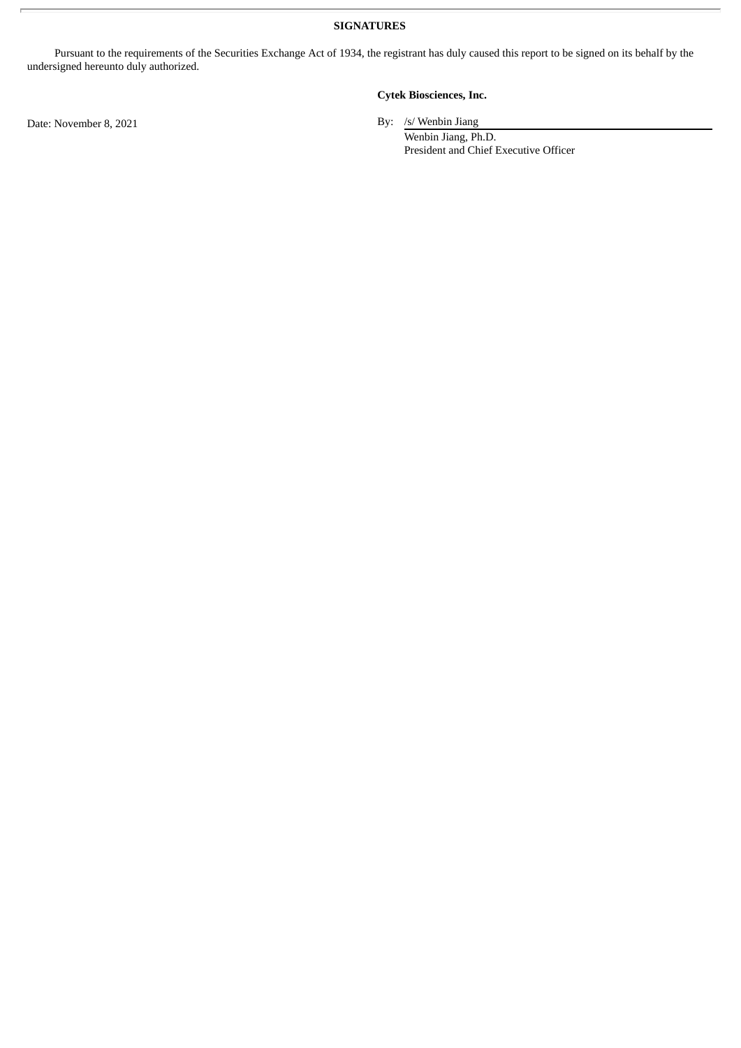**SIGNATURES**

Pursuant to the requirements of the Securities Exchange Act of 1934, the registrant has duly caused this report to be signed on its behalf by the undersigned hereunto duly authorized.

**Cytek Biosciences, Inc.**

Date: November 8, 2021

By: /s/ Wenbin Jiang
Wenbin Jiang, Ph.D.
President and Chief Executive Officer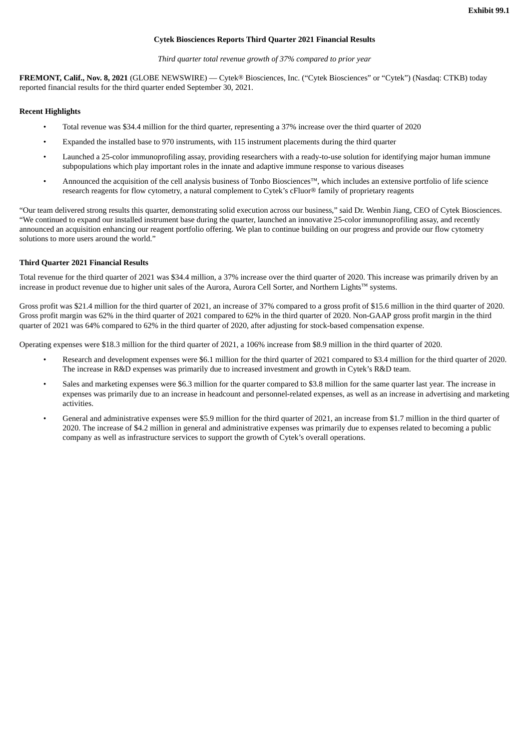**Exhibit 99.1**

**Cytek Biosciences Reports Third Quarter 2021 Financial Results**

*Third quarter total revenue growth of 37% compared to prior year*

**FREMONT, Calif., Nov. 8, 2021** (GLOBE NEWSWIRE) — Cytek® Biosciences, Inc. ("Cytek Biosciences" or "Cytek") (Nasdaq: CTKB) today reported financial results for the third quarter ended September 30, 2021.

**Recent Highlights**

- Total revenue was $34.4 million for the third quarter, representing a 37% increase over the third quarter of 2020
- Expanded the installed base to 970 instruments, with 115 instrument placements during the third quarter
- Launched a 25-color immunoprofiling assay, providing researchers with a ready-to-use solution for identifying major human immune subpopulations which play important roles in the innate and adaptive immune response to various diseases
- Announced the acquisition of the cell analysis business of Tonbo Biosciences™, which includes an extensive portfolio of life science research reagents for flow cytometry, a natural complement to Cytek's cFluor® family of proprietary reagents

"Our team delivered strong results this quarter, demonstrating solid execution across our business," said Dr. Wenbin Jiang, CEO of Cytek Biosciences. "We continued to expand our installed instrument base during the quarter, launched an innovative 25-color immunoprofiling assay, and recently announced an acquisition enhancing our reagent portfolio offering. We plan to continue building on our progress and provide our flow cytometry solutions to more users around the world."

**Third Quarter 2021 Financial Results**

Total revenue for the third quarter of 2021 was $34.4 million, a 37% increase over the third quarter of 2020. This increase was primarily driven by an increase in product revenue due to higher unit sales of the Aurora, Aurora Cell Sorter, and Northern Lights™ systems.

Gross profit was $21.4 million for the third quarter of 2021, an increase of 37% compared to a gross profit of $15.6 million in the third quarter of 2020. Gross profit margin was 62% in the third quarter of 2021 compared to 62% in the third quarter of 2020. Non-GAAP gross profit margin in the third quarter of 2021 was 64% compared to 62% in the third quarter of 2020, after adjusting for stock-based compensation expense.

Operating expenses were $18.3 million for the third quarter of 2021, a 106% increase from $8.9 million in the third quarter of 2020.

- Research and development expenses were $6.1 million for the third quarter of 2021 compared to $3.4 million for the third quarter of 2020. The increase in R&D expenses was primarily due to increased investment and growth in Cytek's R&D team.
- Sales and marketing expenses were $6.3 million for the quarter compared to $3.8 million for the same quarter last year. The increase in expenses was primarily due to an increase in headcount and personnel-related expenses, as well as an increase in advertising and marketing activities.
- General and administrative expenses were $5.9 million for the third quarter of 2021, an increase from $1.7 million in the third quarter of 2020. The increase of $4.2 million in general and administrative expenses was primarily due to expenses related to becoming a public company as well as infrastructure services to support the growth of Cytek's overall operations.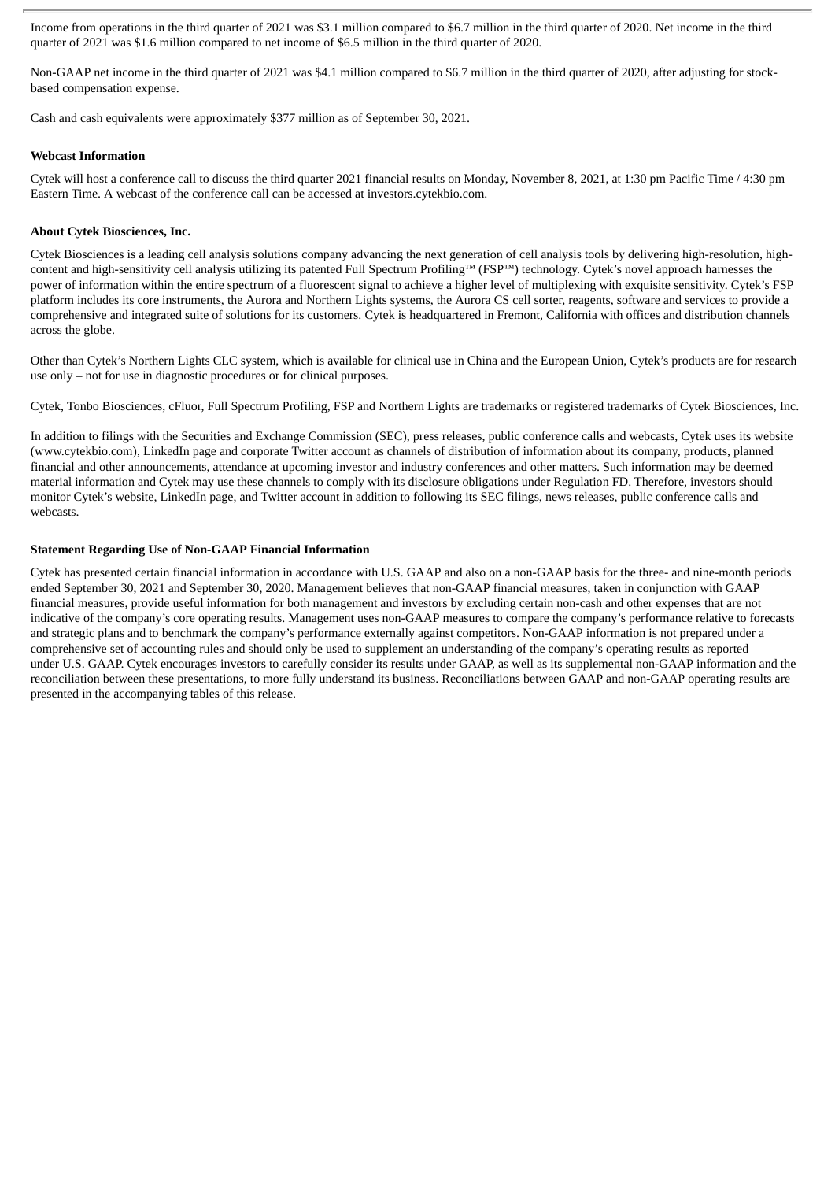Income from operations in the third quarter of 2021 was $3.1 million compared to $6.7 million in the third quarter of 2020. Net income in the third quarter of 2021 was $1.6 million compared to net income of $6.5 million in the third quarter of 2020.

Non-GAAP net income in the third quarter of 2021 was $4.1 million compared to $6.7 million in the third quarter of 2020, after adjusting for stock-based compensation expense.

Cash and cash equivalents were approximately $377 million as of September 30, 2021.

**Webcast Information**

Cytek will host a conference call to discuss the third quarter 2021 financial results on Monday, November 8, 2021, at 1:30 pm Pacific Time / 4:30 pm Eastern Time. A webcast of the conference call can be accessed at investors.cytekbio.com.

**About Cytek Biosciences, Inc.**

Cytek Biosciences is a leading cell analysis solutions company advancing the next generation of cell analysis tools by delivering high-resolution, high-content and high-sensitivity cell analysis utilizing its patented Full Spectrum Profiling™ (FSP™) technology. Cytek's novel approach harnesses the power of information within the entire spectrum of a fluorescent signal to achieve a higher level of multiplexing with exquisite sensitivity. Cytek's FSP platform includes its core instruments, the Aurora and Northern Lights systems, the Aurora CS cell sorter, reagents, software and services to provide a comprehensive and integrated suite of solutions for its customers. Cytek is headquartered in Fremont, California with offices and distribution channels across the globe.

Other than Cytek's Northern Lights CLC system, which is available for clinical use in China and the European Union, Cytek's products are for research use only – not for use in diagnostic procedures or for clinical purposes.

Cytek, Tonbo Biosciences, cFluor, Full Spectrum Profiling, FSP and Northern Lights are trademarks or registered trademarks of Cytek Biosciences, Inc.

In addition to filings with the Securities and Exchange Commission (SEC), press releases, public conference calls and webcasts, Cytek uses its website (www.cytekbio.com), LinkedIn page and corporate Twitter account as channels of distribution of information about its company, products, planned financial and other announcements, attendance at upcoming investor and industry conferences and other matters. Such information may be deemed material information and Cytek may use these channels to comply with its disclosure obligations under Regulation FD. Therefore, investors should monitor Cytek's website, LinkedIn page, and Twitter account in addition to following its SEC filings, news releases, public conference calls and webcasts.

**Statement Regarding Use of Non-GAAP Financial Information**

Cytek has presented certain financial information in accordance with U.S. GAAP and also on a non-GAAP basis for the three- and nine-month periods ended September 30, 2021 and September 30, 2020. Management believes that non-GAAP financial measures, taken in conjunction with GAAP financial measures, provide useful information for both management and investors by excluding certain non-cash and other expenses that are not indicative of the company's core operating results. Management uses non-GAAP measures to compare the company's performance relative to forecasts and strategic plans and to benchmark the company's performance externally against competitors. Non-GAAP information is not prepared under a comprehensive set of accounting rules and should only be used to supplement an understanding of the company's operating results as reported under U.S. GAAP. Cytek encourages investors to carefully consider its results under GAAP, as well as its supplemental non-GAAP information and the reconciliation between these presentations, to more fully understand its business. Reconciliations between GAAP and non-GAAP operating results are presented in the accompanying tables of this release.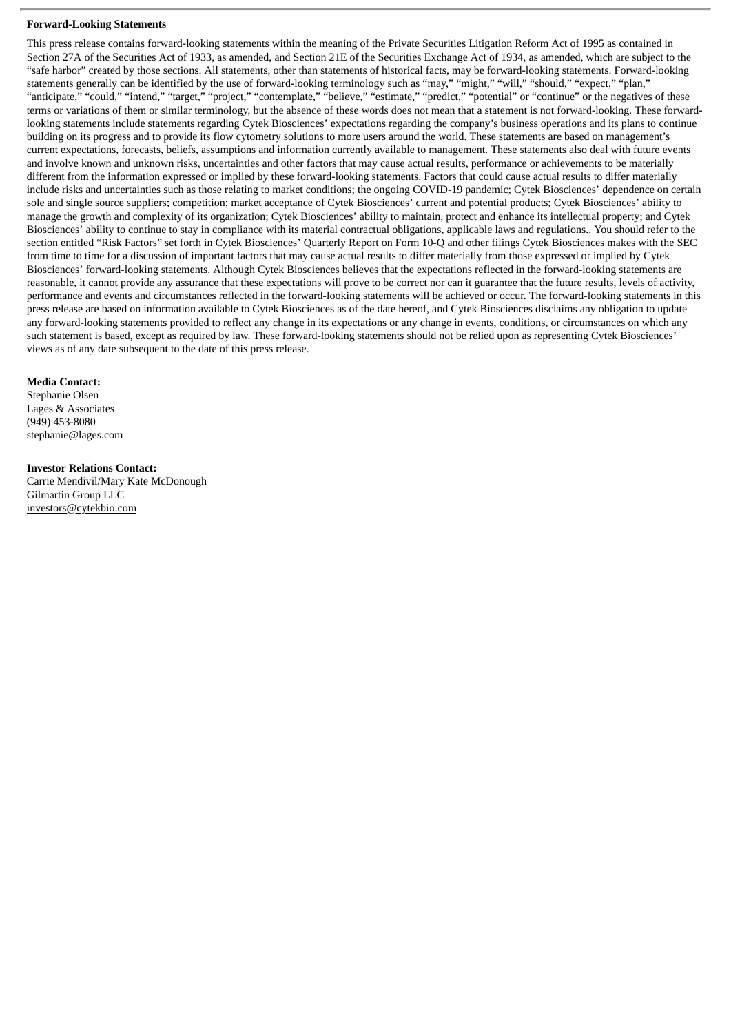**Forward-Looking Statements**

This press release contains forward-looking statements within the meaning of the Private Securities Litigation Reform Act of 1995 as contained in Section 27A of the Securities Act of 1933, as amended, and Section 21E of the Securities Exchange Act of 1934, as amended, which are subject to the "safe harbor" created by those sections. All statements, other than statements of historical facts, may be forward-looking statements. Forward-looking statements generally can be identified by the use of forward-looking terminology such as "may," "might," "will," "should," "expect," "plan," "anticipate," "could," "intend," "target," "project," "contemplate," "believe," "estimate," "predict," "potential" or "continue" or the negatives of these terms or variations of them or similar terminology, but the absence of these words does not mean that a statement is not forward-looking. These forward-looking statements include statements regarding Cytek Biosciences' expectations regarding the company's business operations and its plans to continue building on its progress and to provide its flow cytometry solutions to more users around the world. These statements are based on management's current expectations, forecasts, beliefs, assumptions and information currently available to management. These statements also deal with future events and involve known and unknown risks, uncertainties and other factors that may cause actual results, performance or achievements to be materially different from the information expressed or implied by these forward-looking statements. Factors that could cause actual results to differ materially include risks and uncertainties such as those relating to market conditions; the ongoing COVID-19 pandemic; Cytek Biosciences' dependence on certain sole and single source suppliers; competition; market acceptance of Cytek Biosciences' current and potential products; Cytek Biosciences' ability to manage the growth and complexity of its organization; Cytek Biosciences' ability to maintain, protect and enhance its intellectual property; and Cytek Biosciences' ability to continue to stay in compliance with its material contractual obligations, applicable laws and regulations.. You should refer to the section entitled "Risk Factors" set forth in Cytek Biosciences' Quarterly Report on Form 10-Q and other filings Cytek Biosciences makes with the SEC from time to time for a discussion of important factors that may cause actual results to differ materially from those expressed or implied by Cytek Biosciences' forward-looking statements. Although Cytek Biosciences believes that the expectations reflected in the forward-looking statements are reasonable, it cannot provide any assurance that these expectations will prove to be correct nor can it guarantee that the future results, levels of activity, performance and events and circumstances reflected in the forward-looking statements will be achieved or occur. The forward-looking statements in this press release are based on information available to Cytek Biosciences as of the date hereof, and Cytek Biosciences disclaims any obligation to update any forward-looking statements provided to reflect any change in its expectations or any change in events, conditions, or circumstances on which any such statement is based, except as required by law. These forward-looking statements should not be relied upon as representing Cytek Biosciences' views as of any date subsequent to the date of this press release.

**Media Contact:**
Stephanie Olsen
Lages & Associates
(949) 453-8080
stephanie@lages.com

**Investor Relations Contact:**
Carrie Mendivil/Mary Kate McDonough
Gilmartin Group LLC
investors@cytekbio.com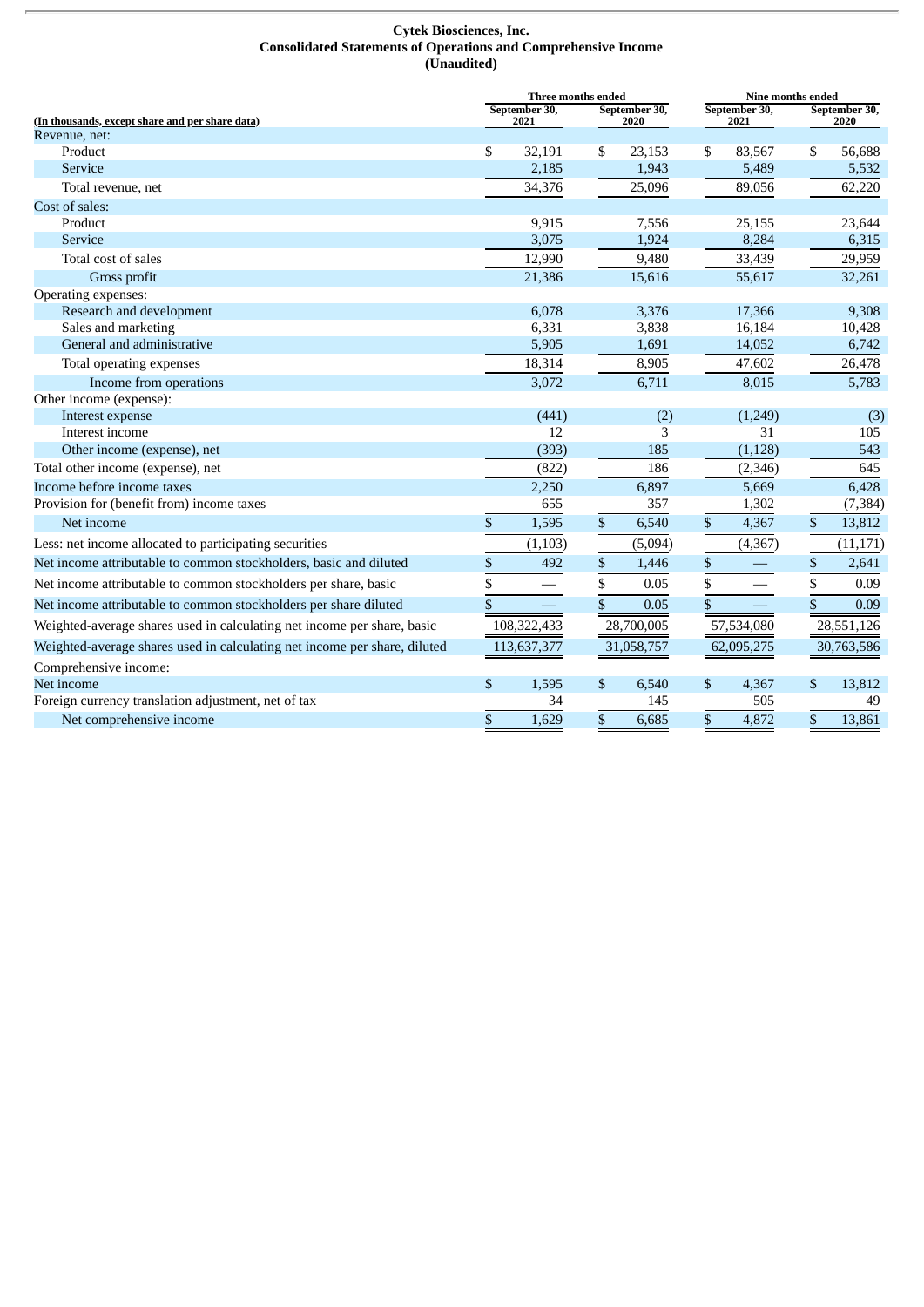**Cytek Biosciences, Inc.**
**Consolidated Statements of Operations and Comprehensive Income**
**(Unaudited)**

| (In thousands, except share and per share data) | Three months ended September 30, 2021 | Three months ended September 30, 2020 | Nine months ended September 30, 2021 | Nine months ended September 30, 2020 |
|---|---|---|---|---|
| Revenue, net: | | | | |
| Product | $ 32,191 | $ 23,153 | $ 83,567 | $ 56,688 |
| Service | 2,185 | 1,943 | 5,489 | 5,532 |
| Total revenue, net | 34,376 | 25,096 | 89,056 | 62,220 |
| Cost of sales: | | | | |
| Product | 9,915 | 7,556 | 25,155 | 23,644 |
| Service | 3,075 | 1,924 | 8,284 | 6,315 |
| Total cost of sales | 12,990 | 9,480 | 33,439 | 29,959 |
| Gross profit | 21,386 | 15,616 | 55,617 | 32,261 |
| Operating expenses: | | | | |
| Research and development | 6,078 | 3,376 | 17,366 | 9,308 |
| Sales and marketing | 6,331 | 3,838 | 16,184 | 10,428 |
| General and administrative | 5,905 | 1,691 | 14,052 | 6,742 |
| Total operating expenses | 18,314 | 8,905 | 47,602 | 26,478 |
| Income from operations | 3,072 | 6,711 | 8,015 | 5,783 |
| Other income (expense): | | | | |
| Interest expense | (441) | (2) | (1,249) | (3) |
| Interest income | 12 | 3 | 31 | 105 |
| Other income (expense), net | (393) | 185 | (1,128) | 543 |
| Total other income (expense), net | (822) | 186 | (2,346) | 645 |
| Income before income taxes | 2,250 | 6,897 | 5,669 | 6,428 |
| Provision for (benefit from) income taxes | 655 | 357 | 1,302 | (7,384) |
| Net income | $ 1,595 | $ 6,540 | $ 4,367 | $ 13,812 |
| Less: net income allocated to participating securities | (1,103) | (5,094) | (4,367) | (11,171) |
| Net income attributable to common stockholders, basic and diluted | $ 492 | $ 1,446 | $ — | $ 2,641 |
| Net income attributable to common stockholders per share, basic | $ — | $ 0.05 | $ — | $ 0.09 |
| Net income attributable to common stockholders per share diluted | $ — | $ 0.05 | $ — | $ 0.09 |
| Weighted-average shares used in calculating net income per share, basic | 108,322,433 | 28,700,005 | 57,534,080 | 28,551,126 |
| Weighted-average shares used in calculating net income per share, diluted | 113,637,377 | 31,058,757 | 62,095,275 | 30,763,586 |
| Comprehensive income: | | | | |
| Net income | $ 1,595 | $ 6,540 | $ 4,367 | $ 13,812 |
| Foreign currency translation adjustment, net of tax | 34 | 145 | 505 | 49 |
| Net comprehensive income | $ 1,629 | $ 6,685 | $ 4,872 | $ 13,861 |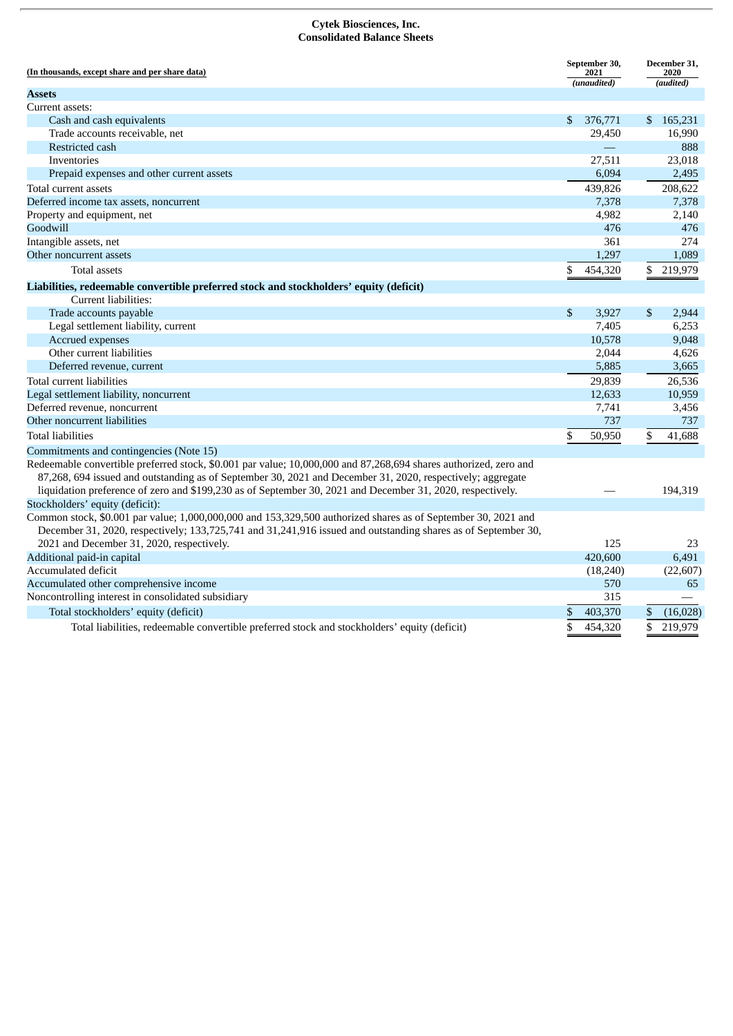# Cytek Biosciences, Inc.
## Consolidated Balance Sheets

| (In thousands, except share and per share data) | September 30, 2021 (unaudited) | December 31, 2020 (audited) |
|---|---|---|
| **Assets** | | |
| Current assets: | | |
| Cash and cash equivalents | $ 376,771 | $ 165,231 |
| Trade accounts receivable, net | 29,450 | 16,990 |
| Restricted cash | — | 888 |
| Inventories | 27,511 | 23,018 |
| Prepaid expenses and other current assets | 6,094 | 2,495 |
| Total current assets | 439,826 | 208,622 |
| Deferred income tax assets, noncurrent | 7,378 | 7,378 |
| Property and equipment, net | 4,982 | 2,140 |
| Goodwill | 476 | 476 |
| Intangible assets, net | 361 | 274 |
| Other noncurrent assets | 1,297 | 1,089 |
| Total assets | $ 454,320 | $ 219,979 |
| **Liabilities, redeemable convertible preferred stock and stockholders' equity (deficit)** | | |
| Current liabilities: | | |
| Trade accounts payable | $ 3,927 | $ 2,944 |
| Legal settlement liability, current | 7,405 | 6,253 |
| Accrued expenses | 10,578 | 9,048 |
| Other current liabilities | 2,044 | 4,626 |
| Deferred revenue, current | 5,885 | 3,665 |
| Total current liabilities | 29,839 | 26,536 |
| Legal settlement liability, noncurrent | 12,633 | 10,959 |
| Deferred revenue, noncurrent | 7,741 | 3,456 |
| Other noncurrent liabilities | 737 | 737 |
| Total liabilities | $ 50,950 | $ 41,688 |
| Commitments and contingencies (Note 15) | | |
| Redeemable convertible preferred stock, $0.001 par value; 10,000,000 and 87,268,694 shares authorized, zero and 87,268, 694 issued and outstanding as of September 30, 2021 and December 31, 2020, respectively; aggregate liquidation preference of zero and $199,230 as of September 30, 2021 and December 31, 2020, respectively. | — | 194,319 |
| Stockholders' equity (deficit): | | |
| Common stock, $0.001 par value; 1,000,000,000 and 153,329,500 authorized shares as of September 30, 2021 and December 31, 2020, respectively; 133,725,741 and 31,241,916 issued and outstanding shares as of September 30, 2021 and December 31, 2020, respectively. | 125 | 23 |
| Additional paid-in capital | 420,600 | 6,491 |
| Accumulated deficit | (18,240) | (22,607) |
| Accumulated other comprehensive income | 570 | 65 |
| Noncontrolling interest in consolidated subsidiary | 315 | — |
| Total stockholders' equity (deficit) | $ 403,370 | $ (16,028) |
| Total liabilities, redeemable convertible preferred stock and stockholders' equity (deficit) | $ 454,320 | $ 219,979 |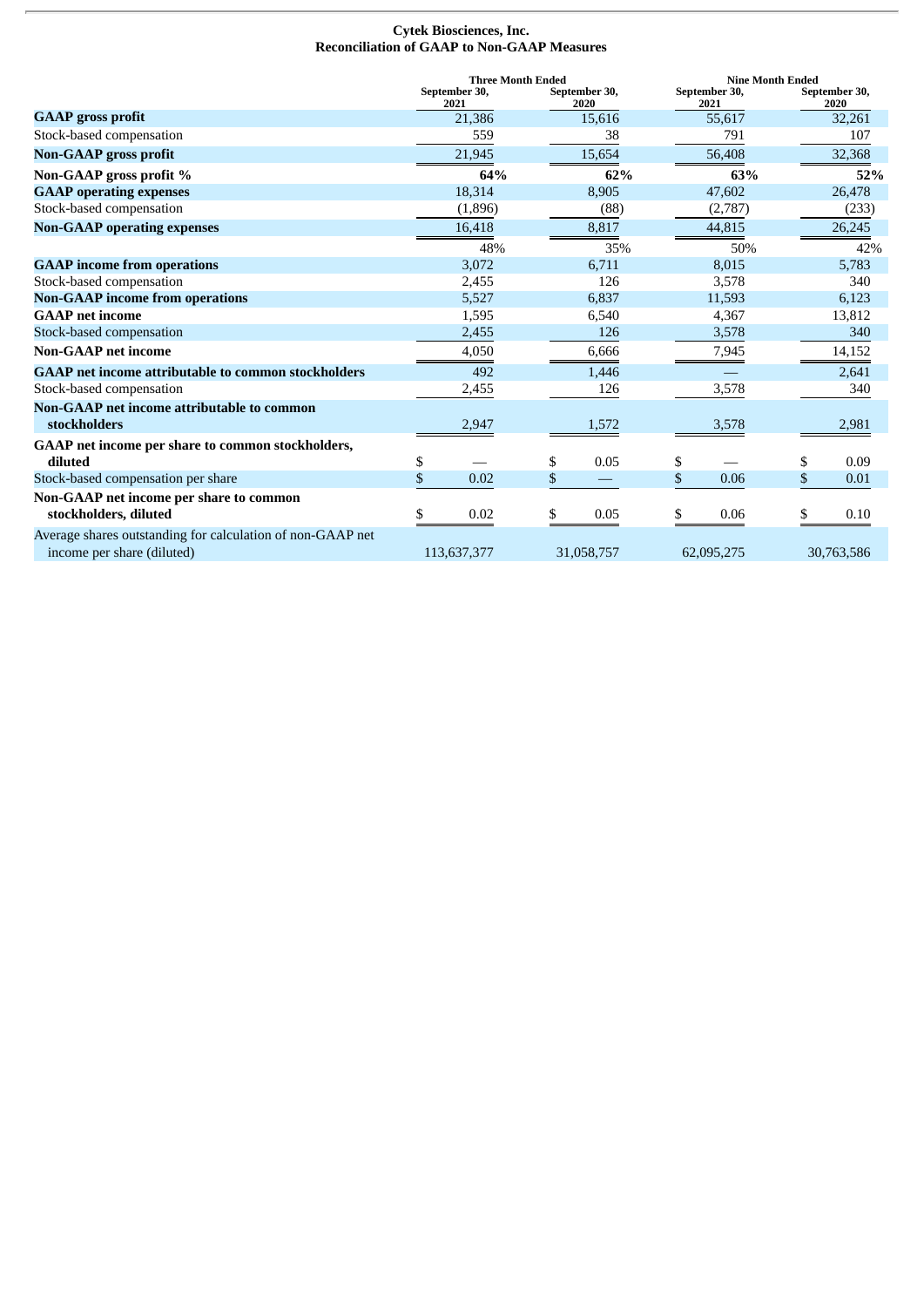**Cytek Biosciences, Inc.**
**Reconciliation of GAAP to Non-GAAP Measures**

| | Three Month Ended | | Nine Month Ended | |
|---|---|---|---|---|
| | September 30, 2021 | September 30, 2020 | September 30, 2021 | September 30, 2020 |
| **GAAP gross profit** | 21,386 | 15,616 | 55,617 | 32,261 |
| Stock-based compensation | 559 | 38 | 791 | 107 |
| **Non-GAAP gross profit** | 21,945 | 15,654 | 56,408 | 32,368 |
| **Non-GAAP gross profit %** | **64%** | **62%** | **63%** | **52%** |
| **GAAP operating expenses** | 18,314 | 8,905 | 47,602 | 26,478 |
| Stock-based compensation | (1,896) | (88) | (2,787) | (233) |
| **Non-GAAP operating expenses** | 16,418 | 8,817 | 44,815 | 26,245 |
| | 48% | 35% | 50% | 42% |
| **GAAP income from operations** | 3,072 | 6,711 | 8,015 | 5,783 |
| Stock-based compensation | 2,455 | 126 | 3,578 | 340 |
| **Non-GAAP income from operations** | 5,527 | 6,837 | 11,593 | 6,123 |
| **GAAP net income** | 1,595 | 6,540 | 4,367 | 13,812 |
| Stock-based compensation | 2,455 | 126 | 3,578 | 340 |
| **Non-GAAP net income** | 4,050 | 6,666 | 7,945 | 14,152 |
| **GAAP net income attributable to common stockholders** | 492 | 1,446 | — | 2,641 |
| Stock-based compensation | 2,455 | 126 | 3,578 | 340 |
| **Non-GAAP net income attributable to common stockholders** | 2,947 | 1,572 | 3,578 | 2,981 |
| **GAAP net income per share to common stockholders, diluted** | $ — | $ 0.05 | $ — | $ 0.09 |
| Stock-based compensation per share | $ 0.02 | $ — | $ 0.06 | $ 0.01 |
| **Non-GAAP net income per share to common stockholders, diluted** | $ 0.02 | $ 0.05 | $ 0.06 | $ 0.10 |
| Average shares outstanding for calculation of non-GAAP net income per share (diluted) | 113,637,377 | 31,058,757 | 62,095,275 | 30,763,586 |